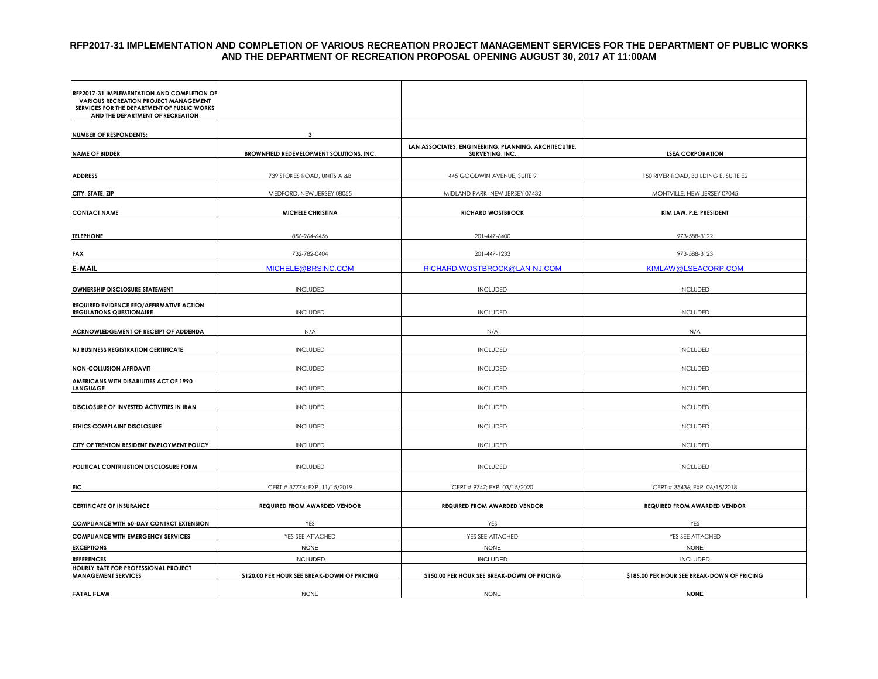# RFP2017-31 IMPLEMENTATION AND COMPLETION OF VARIOUS RECREATION PROJECT MANAGEMENT SERVICES FOR THE DEPARTMENT OF PUBLIC WORKS AND THE DEPARTMENT OF RECREATION PROPOSAL OPENING AUGUST 30, 2017 AT 11:00AM

| **RFP2017-31 IMPLEMENTATION AND COMPLETION OF VARIOUS RECREATION PROJECT MANAGEMENT SERVICES FOR THE DEPARTMENT OF PUBLIC WORKS AND THE DEPARTMENT OF RECREATION** | | | |
|---|---|---|---|
| **NUMBER OF RESPONDENTS:** | **3** | | |
| **NAME OF BIDDER** | **BROWNFIELD REDEVELOPMENT SOLUTIONS, INC.** | **LAN ASSOCIATES, ENGINEERING, PLANNING, ARCHITECUTRE, SURVEYING, INC.** | **LSEA CORPORATION** |
| **ADDRESS** | 739 STOKES ROAD, UNITS A &B | 445 GOODWIN AVENUE, SUITE 9 | 150 RIVER ROAD, BUILDING E. SUITE E2 |
| **CITY, STATE, ZIP** | MEDFORD, NEW JERSEY 08055 | MIDLAND PARK, NEW JERSEY 07432 | MONTVILLE, NEW JERSEY 07045 |
| **CONTACT NAME** | **MICHELE CHRISTINA** | **RICHARD WOSTBROCK** | **KIM LAW, P.E. PRESIDENT** |
| **TELEPHONE** | 856-964-6456 | 201-447-6400 | 973-588-3122 |
| **FAX** | 732-782-0404 | 201-447-1233 | 973-588-3123 |
| **E-MAIL** | MICHELE@BRSINC.COM | RICHARD.WOSTBROCK@LAN-NJ.COM | KIMLAW@LSEACORP.COM |
| **OWNERSHIP DISCLOSURE STATEMENT** | INCLUDED | INCLUDED | INCLUDED |
| **REQUIRED EVIDENCE EEO/AFFIRMATIVE ACTION REGULATIONS QUESTIONAIRE** | INCLUDED | INCLUDED | INCLUDED |
| **ACKNOWLEDGEMENT OF RECEIPT OF ADDENDA** | N/A | N/A | N/A |
| **NJ BUSINESS REGISTRATION CERTIFICATE** | INCLUDED | INCLUDED | INCLUDED |
| **NON-COLLUSION AFFIDAVIT** | INCLUDED | INCLUDED | INCLUDED |
| **AMERICANS WITH DISABILITIES ACT OF 1990 LANGUAGE** | INCLUDED | INCLUDED | INCLUDED |
| **DISCLOSURE OF INVESTED ACTIVITIES IN IRAN** | INCLUDED | INCLUDED | INCLUDED |
| **ETHICS COMPLAINT DISCLOSURE** | INCLUDED | INCLUDED | INCLUDED |
| **CITY OF TRENTON RESIDENT EMPLOYMENT POLICY** | INCLUDED | INCLUDED | INCLUDED |
| **POLITICAL CONTRIUBTION DISCLOSURE FORM** | INCLUDED | INCLUDED | INCLUDED |
| **EIC** | CERT.# 37774; EXP. 11/15/2019 | CERT.# 9747; EXP. 03/15/2020 | CERT.# 35436; EXP. 06/15/2018 |
| **CERTIFICATE OF INSURANCE** | **REQUIRED FROM AWARDED VENDOR** | **REQUIRED FROM AWARDED VENDOR** | **REQUIRED FROM AWARDED VENDOR** |
| **COMPLIANCE WITH 60-DAY CONTRCT EXTENSION** | YES | YES | YES |
| **COMPLIANCE WITH EMERGENCY SERVICES** | YES SEE ATTACHED | YES SEE ATTACHED | YES SEE ATTACHED |
| **EXCEPTIONS** | NONE | NONE | NONE |
| **REFERENCES** | INCLUDED | INCLUDED | INCLUDED |
| **HOURLY RATE FOR PROFESSIONAL PROJECT MANAGEMENT SERVICES** | **$120.00 PER HOUR SEE BREAK-DOWN OF PRICING** | **$150.00 PER HOUR SEE BREAK-DOWN OF PRICING** | **$185.00 PER HOUR SEE BREAK-DOWN OF PRICING** |
| **FATAL FLAW** | NONE | NONE | **NONE** |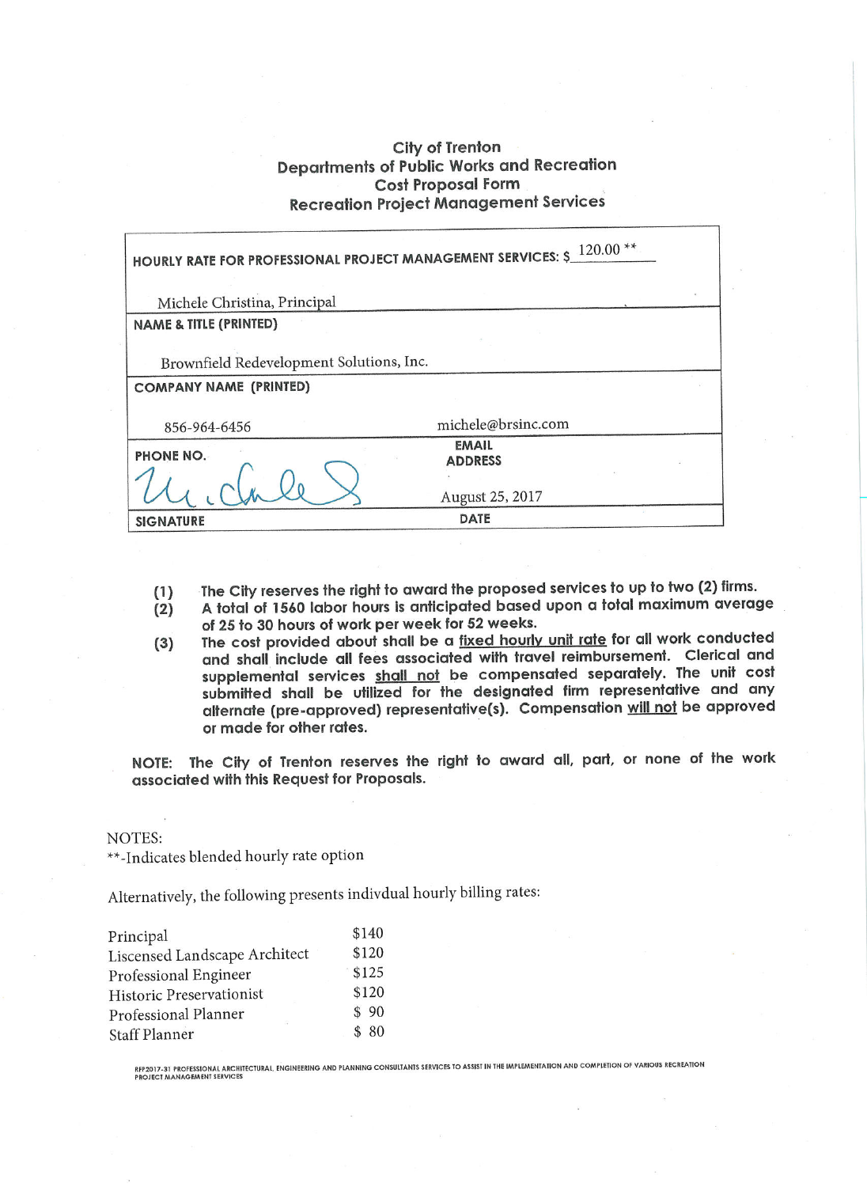# City of Trenton
## Departments of Public Works and Recreation
## Cost Proposal Form
## Recreation Project Management Services

| | |
|---|---|
| **HOURLY RATE FOR PROFESSIONAL PROJECT MANAGEMENT SERVICES:** $ 120.00 ** | |
| Michele Christina, Principal | |
| **NAME & TITLE (PRINTED)** | |
| Brownfield Redevelopment Solutions, Inc. | |
| **COMPANY NAME (PRINTED)** | |
| 856-964-6456 | michele@brsinc.com |
| **PHONE NO.** | **EMAIL ADDRESS** |
| [signature] | August 25, 2017 |
| **SIGNATURE** | **DATE** |

(1) The City reserves the right to award the proposed services to up to two (2) firms.

(2) A total of 1560 labor hours is anticipated based upon a total maximum average of 25 to 30 hours of work per week for 52 weeks.

(3) The cost provided about shall be a fixed hourly unit rate for all work conducted and shall include all fees associated with travel reimbursement. Clerical and supplemental services shall not be compensated separately. The unit cost submitted shall be utilized for the designated firm representative and any alternate (pre-approved) representative(s). Compensation will not be approved or made for other rates.

**NOTE:** The City of Trenton reserves the right to award all, part, or none of the work associated with this Request for Proposals.

NOTES:

**-Indicates blended hourly rate option

Alternatively, the following presents indivdual hourly billing rates:

| | |
|---|---|
| Principal | $140 |
| Liscensed Landscape Architect | $120 |
| Professional Engineer | $125 |
| Historic Preservationist | $120 |
| Professional Planner | $ 90 |
| Staff Planner | $ 80 |

RFP2017-31 PROFESSIONAL ARCHITECTURAL, ENGINEERING AND PLANNING CONSULTANTS SERVICES TO ASSIST IN THE IMPLEMENTATION AND COMPLETION OF VARIOUS RECREATION PROJECT MANAGEMENT SERVICES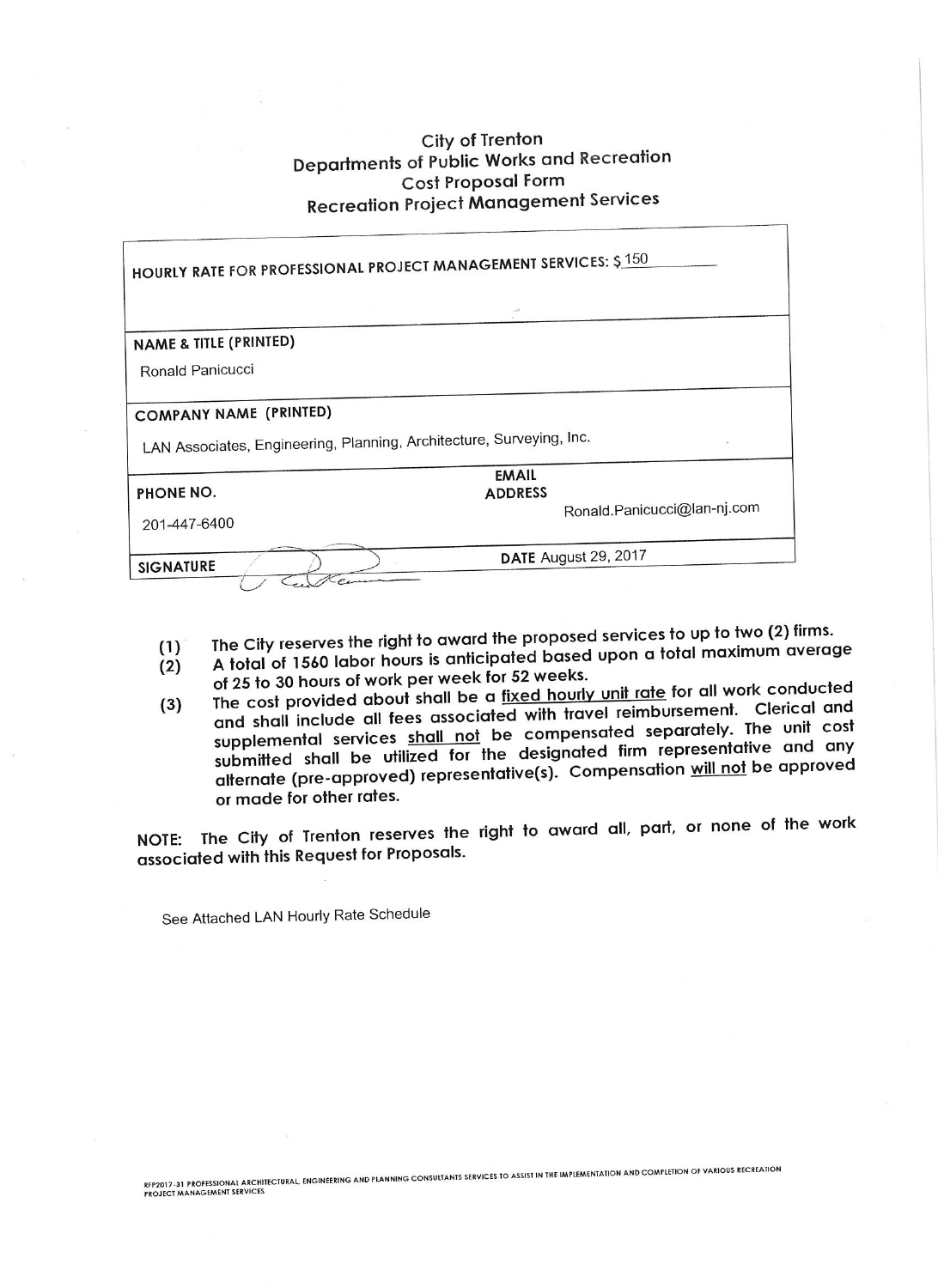# City of Trenton
## Departments of Public Works and Recreation
## Cost Proposal Form
## Recreation Project Management Services

| |
|---|
| **HOURLY RATE FOR PROFESSIONAL PROJECT MANAGEMENT SERVICES:** $ 150 |
| **NAME & TITLE (PRINTED)**<br>Ronald Panicucci |
| **COMPANY NAME (PRINTED)**<br>LAN Associates, Engineering, Planning, Architecture, Surveying, Inc. |
| **PHONE NO.** 201-447-6400 — **EMAIL ADDRESS** Ronald.Panicucci@lan-nj.com |
| **SIGNATURE** [signature] — **DATE** August 29, 2017 |

(1) The City reserves the right to award the proposed services to up to two (2) firms.

(2) A total of 1560 labor hours is anticipated based upon a total maximum average of 25 to 30 hours of work per week for 52 weeks.

(3) The cost provided about shall be a fixed hourly unit rate for all work conducted and shall include all fees associated with travel reimbursement. Clerical and supplemental services shall not be compensated separately. The unit cost submitted shall be utilized for the designated firm representative and any alternate (pre-approved) representative(s). Compensation will not be approved or made for other rates.

**NOTE:** The City of Trenton reserves the right to award all, part, or none of the work associated with this Request for Proposals.

See Attached LAN Hourly Rate Schedule

RFP2017-31 PROFESSIONAL ARCHITECTURAL, ENGINEERING AND PLANNING CONSULTANTS SERVICES TO ASSIST IN THE IMPLEMENTATION AND COMPLETION OF VARIOUS RECREATION PROJECT MANAGEMENT SERVICES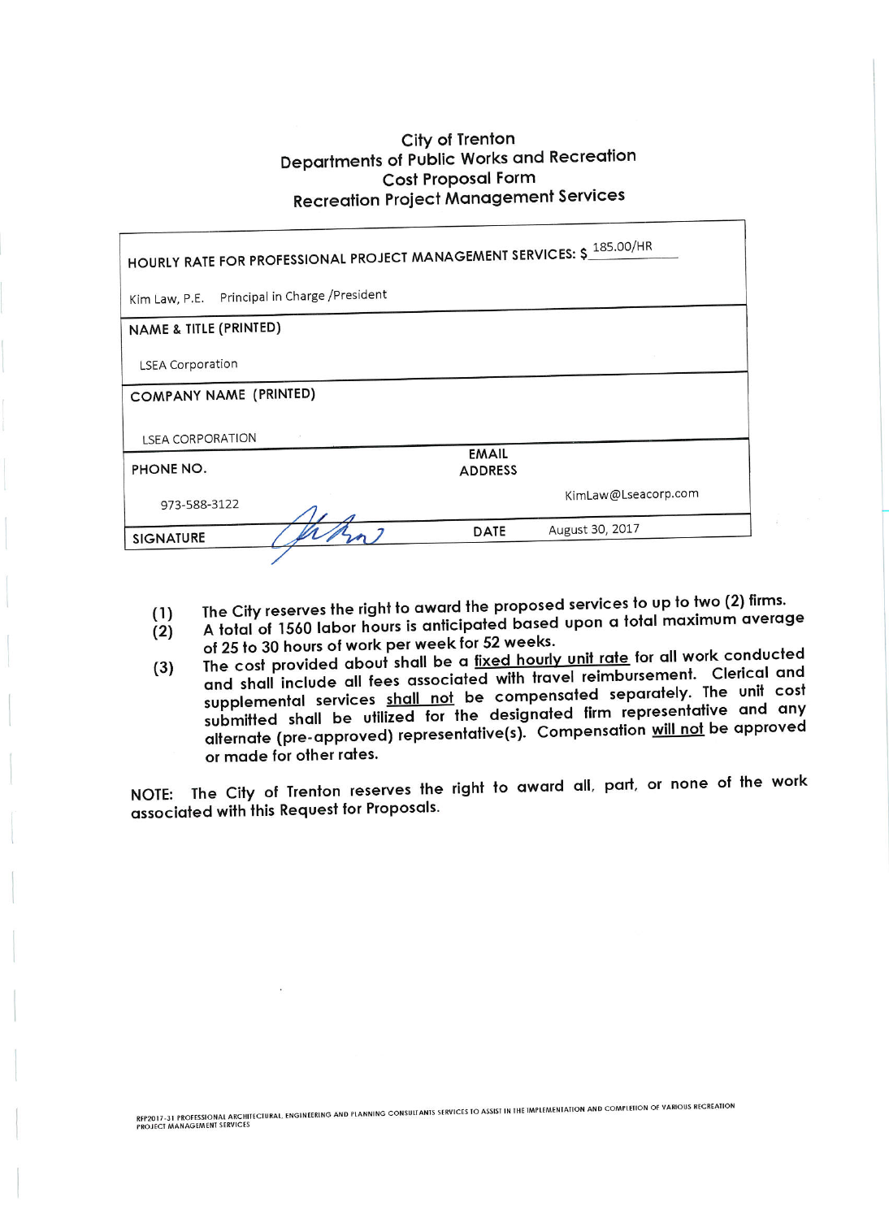City of Trenton
Departments of Public Works and Recreation
Cost Proposal Form
Recreation Project Management Services

| | | | |
|---|---|---|---|
| HOURLY RATE FOR PROFESSIONAL PROJECT MANAGEMENT SERVICES: $ 185.00/HR | | | |
| Kim Law, P.E. Principal in Charge /President | | | |
| **NAME & TITLE (PRINTED)** | | | |
| LSEA Corporation | | | |
| **COMPANY NAME (PRINTED)** | | | |
| LSEA CORPORATION | | | |
| **PHONE NO.** | | **EMAIL ADDRESS** | |
| 973-588-3122 | | KimLaw@Lseacorp.com | |
| **SIGNATURE** | [signature] | **DATE** | August 30, 2017 |

(1) The City reserves the right to award the proposed services to up to two (2) firms.

(2) A total of 1560 labor hours is anticipated based upon a total maximum average of 25 to 30 hours of work per week for 52 weeks.

(3) The cost provided about shall be a fixed hourly unit rate for all work conducted and shall include all fees associated with travel reimbursement. Clerical and supplemental services shall not be compensated separately. The unit cost submitted shall be utilized for the designated firm representative and any alternate (pre-approved) representative(s). Compensation will not be approved or made for other rates.

NOTE: The City of Trenton reserves the right to award all, part, or none of the work associated with this Request for Proposals.

RFP2017-31 PROFESSIONAL ARCHITECTURAL, ENGINEERING AND PLANNING CONSULTANTS SERVICES TO ASSIST IN THE IMPLEMENTATION AND COMPLETION OF VARIOUS RECREATION PROJECT MANAGEMENT SERVICES